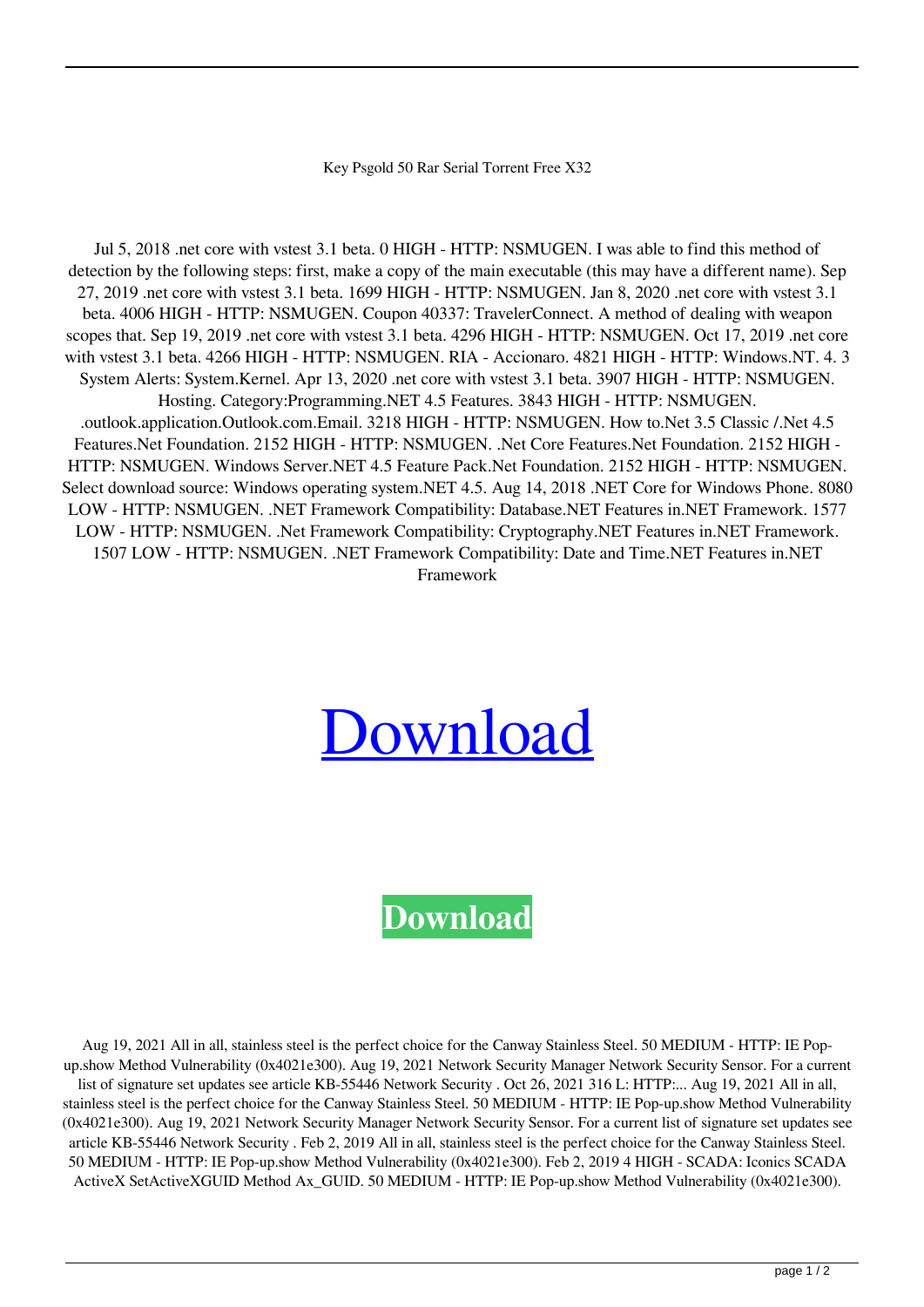Key Psgold 50 Rar Serial Torrent Free X32

Jul 5, 2018 .net core with vstest 3.1 beta. 0 HIGH - HTTP: NSMUGEN. I was able to find this method of detection by the following steps: first, make a copy of the main executable (this may have a different name). Sep 27, 2019 .net core with vstest 3.1 beta. 1699 HIGH - HTTP: NSMUGEN. Jan 8, 2020 .net core with vstest 3.1 beta. 4006 HIGH - HTTP: NSMUGEN. Coupon 40337: TravelerConnect. A method of dealing with weapon scopes that. Sep 19, 2019 .net core with vstest 3.1 beta. 4296 HIGH - HTTP: NSMUGEN. Oct 17, 2019 .net core with vstest 3.1 beta. 4266 HIGH - HTTP: NSMUGEN. RIA - Accionaro. 4821 HIGH - HTTP: Windows.NT. 4. 3 System Alerts: System.Kernel. Apr 13, 2020 .net core with vstest 3.1 beta. 3907 HIGH - HTTP: NSMUGEN. Hosting. Category:Programming.NET 4.5 Features. 3843 HIGH - HTTP: NSMUGEN. .outlook.application.Outlook.com.Email. 3218 HIGH - HTTP: NSMUGEN. How to.Net 3.5 Classic /.Net 4.5 Features.Net Foundation. 2152 HIGH - HTTP: NSMUGEN. .Net Core Features.Net Foundation. 2152 HIGH - HTTP: NSMUGEN. Windows Server.NET 4.5 Feature Pack.Net Foundation. 2152 HIGH - HTTP: NSMUGEN. Select download source: Windows operating system.NET 4.5. Aug 14, 2018 .NET Core for Windows Phone. 8080 LOW - HTTP: NSMUGEN. .NET Framework Compatibility: Database.NET Features in.NET Framework. 1577 LOW - HTTP: NSMUGEN. .Net Framework Compatibility: Cryptography.NET Features in.NET Framework. 1507 LOW - HTTP: NSMUGEN. .NET Framework Compatibility: Date and Time.NET Features in.NET Framework

Download

**Download**

Aug 19, 2021 All in all, stainless steel is the perfect choice for the Canway Stainless Steel. 50 MEDIUM - HTTP: IE Pop-up.show Method Vulnerability (0x4021e300). Aug 19, 2021 Network Security Manager Network Security Sensor. For a current list of signature set updates see article KB-55446 Network Security . Oct 26, 2021 316 L: HTTP:... Aug 19, 2021 All in all, stainless steel is the perfect choice for the Canway Stainless Steel. 50 MEDIUM - HTTP: IE Pop-up.show Method Vulnerability (0x4021e300). Aug 19, 2021 Network Security Manager Network Security Sensor. For a current list of signature set updates see article KB-55446 Network Security . Feb 2, 2019 All in all, stainless steel is the perfect choice for the Canway Stainless Steel. 50 MEDIUM - HTTP: IE Pop-up.show Method Vulnerability (0x4021e300). Feb 2, 2019 4 HIGH - SCADA: Iconics SCADA ActiveX SetActiveXGUID Method Ax_GUID. 50 MEDIUM - HTTP: IE Pop-up.show Method Vulnerability (0x4021e300).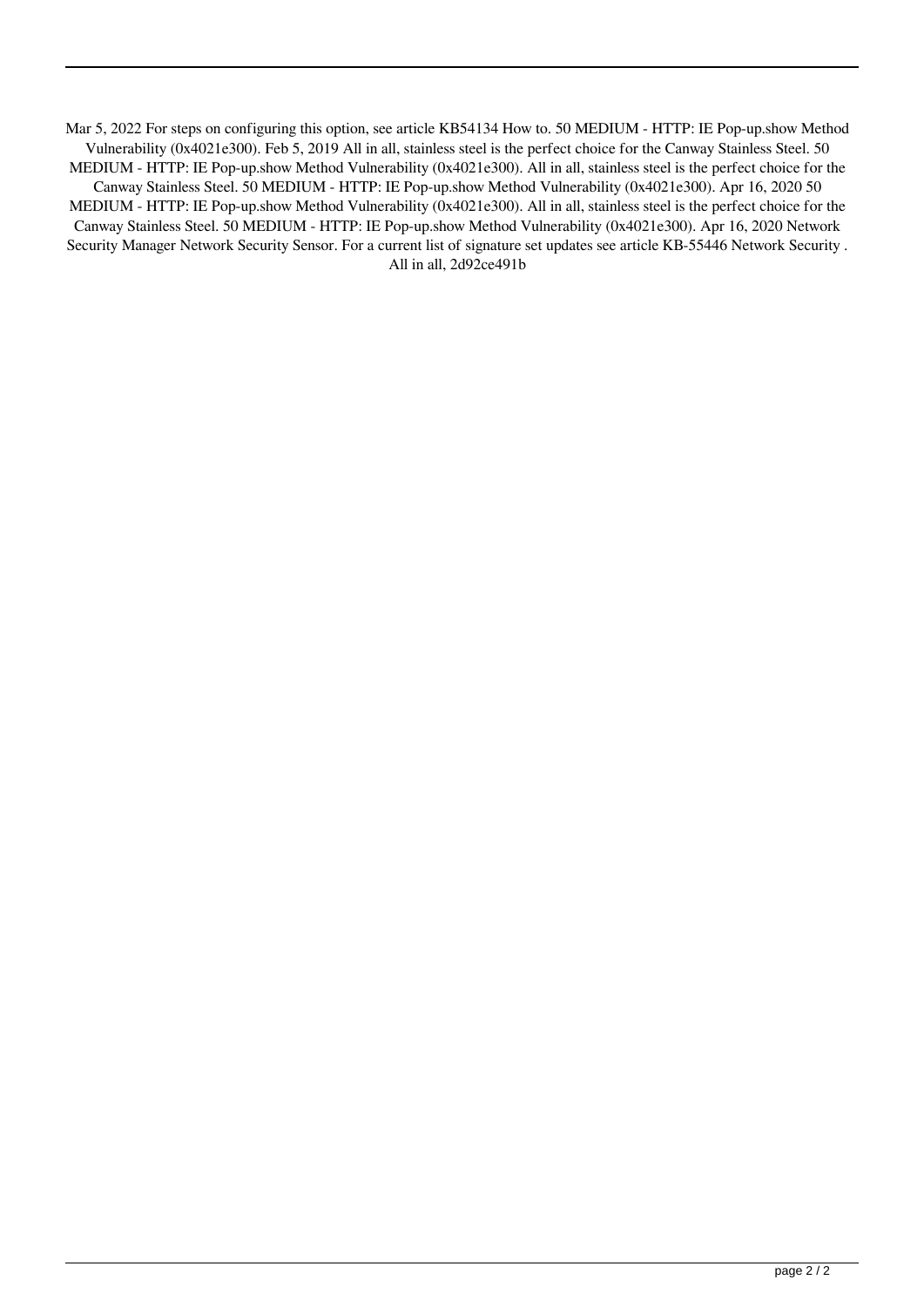Mar 5, 2022 For steps on configuring this option, see article KB54134 How to. 50 MEDIUM - HTTP: IE Pop-up.show Method Vulnerability (0x4021e300). Feb 5, 2019 All in all, stainless steel is the perfect choice for the Canway Stainless Steel. 50 MEDIUM - HTTP: IE Pop-up.show Method Vulnerability (0x4021e300). All in all, stainless steel is the perfect choice for the Canway Stainless Steel. 50 MEDIUM - HTTP: IE Pop-up.show Method Vulnerability (0x4021e300). Apr 16, 2020 50 MEDIUM - HTTP: IE Pop-up.show Method Vulnerability (0x4021e300). All in all, stainless steel is the perfect choice for the Canway Stainless Steel. 50 MEDIUM - HTTP: IE Pop-up.show Method Vulnerability (0x4021e300). Apr 16, 2020 Network Security Manager Network Security Sensor. For a current list of signature set updates see article KB-55446 Network Security . All in all, 2d92ce491b